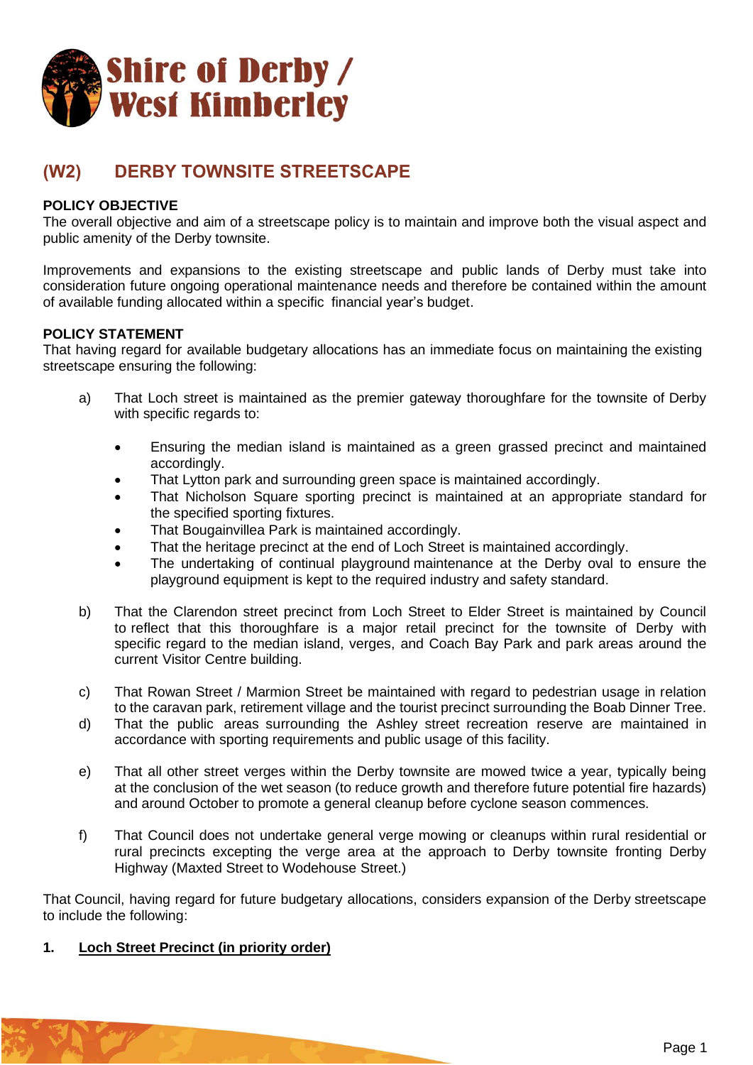**Shire of Derby / West Kimberley**

# (W2) DERBY TOWNSITE STREETSCAPE

**POLICY OBJECTIVE**

The overall objective and aim of a streetscape policy is to maintain and improve both the visual aspect and public amenity of the Derby townsite.

Improvements and expansions to the existing streetscape and public lands of Derby must take into consideration future ongoing operational maintenance needs and therefore be contained within the amount of available funding allocated within a specific financial year's budget.

**POLICY STATEMENT**

That having regard for available budgetary allocations has an immediate focus on maintaining the existing streetscape ensuring the following:

a) That Loch street is maintained as the premier gateway thoroughfare for the townsite of Derby with specific regards to:

- Ensuring the median island is maintained as a green grassed precinct and maintained accordingly.
- That Lytton park and surrounding green space is maintained accordingly.
- That Nicholson Square sporting precinct is maintained at an appropriate standard for the specified sporting fixtures.
- That Bougainvillea Park is maintained accordingly.
- That the heritage precinct at the end of Loch Street is maintained accordingly.
- The undertaking of continual playground maintenance at the Derby oval to ensure the playground equipment is kept to the required industry and safety standard.

b) That the Clarendon street precinct from Loch Street to Elder Street is maintained by Council to reflect that this thoroughfare is a major retail precinct for the townsite of Derby with specific regard to the median island, verges, and Coach Bay Park and park areas around the current Visitor Centre building.

c) That Rowan Street / Marmion Street be maintained with regard to pedestrian usage in relation to the caravan park, retirement village and the tourist precinct surrounding the Boab Dinner Tree.

d) That the public areas surrounding the Ashley street recreation reserve are maintained in accordance with sporting requirements and public usage of this facility.

e) That all other street verges within the Derby townsite are mowed twice a year, typically being at the conclusion of the wet season (to reduce growth and therefore future potential fire hazards) and around October to promote a general cleanup before cyclone season commences.

f) That Council does not undertake general verge mowing or cleanups within rural residential or rural precincts excepting the verge area at the approach to Derby townsite fronting Derby Highway (Maxted Street to Wodehouse Street.)

That Council, having regard for future budgetary allocations, considers expansion of the Derby streetscape to include the following:

**1. <u>Loch Street Precinct (in priority order)</u>**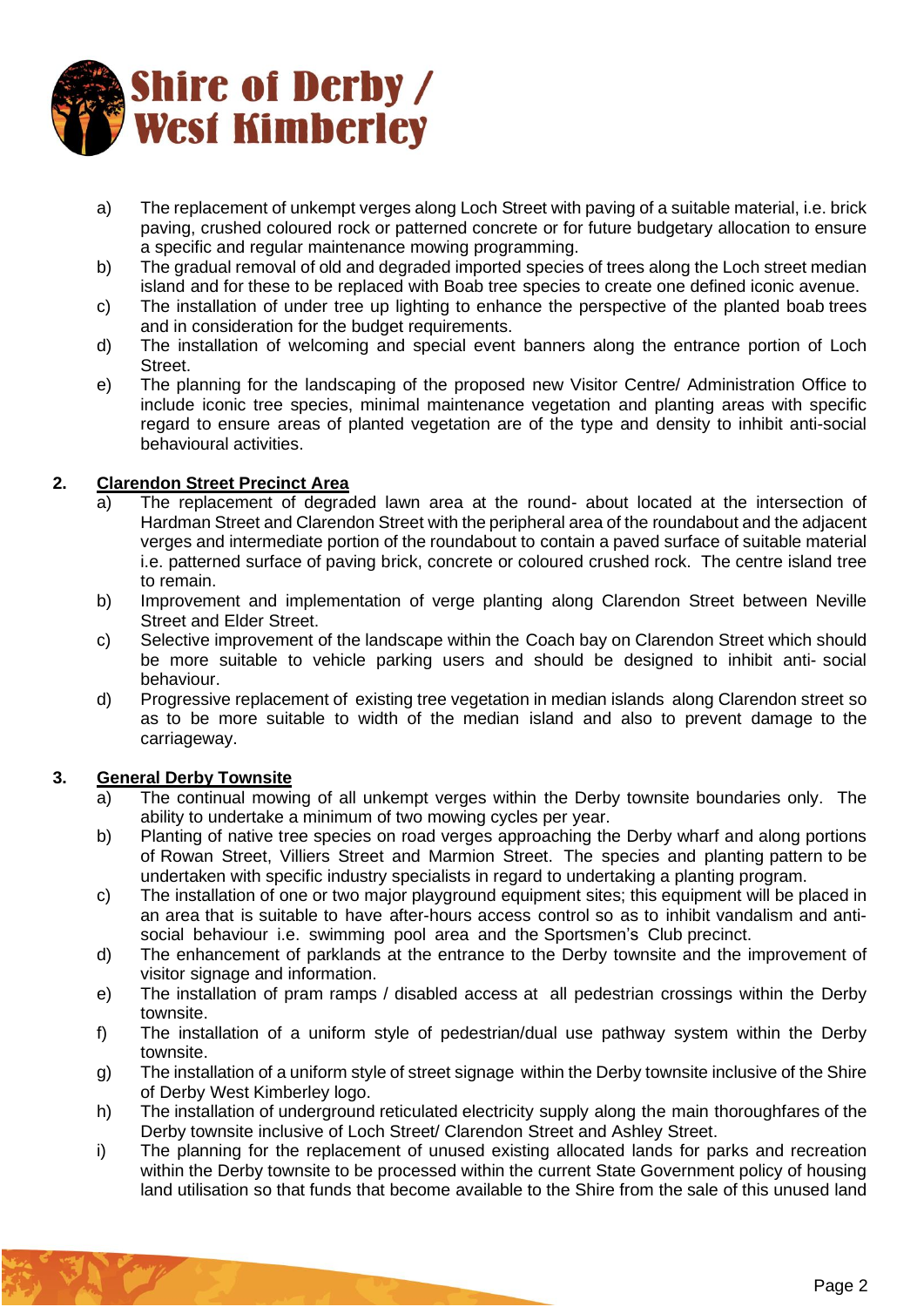a) The replacement of unkempt verges along Loch Street with paving of a suitable material, i.e. brick paving, crushed coloured rock or patterned concrete or for future budgetary allocation to ensure a specific and regular maintenance mowing programming.

b) The gradual removal of old and degraded imported species of trees along the Loch street median island and for these to be replaced with Boab tree species to create one defined iconic avenue.

c) The installation of under tree up lighting to enhance the perspective of the planted boab trees and in consideration for the budget requirements.

d) The installation of welcoming and special event banners along the entrance portion of Loch Street.

e) The planning for the landscaping of the proposed new Visitor Centre/ Administration Office to include iconic tree species, minimal maintenance vegetation and planting areas with specific regard to ensure areas of planted vegetation are of the type and density to inhibit anti-social behavioural activities.

## 2. Clarendon Street Precinct Area

a) The replacement of degraded lawn area at the round- about located at the intersection of Hardman Street and Clarendon Street with the peripheral area of the roundabout and the adjacent verges and intermediate portion of the roundabout to contain a paved surface of suitable material i.e. patterned surface of paving brick, concrete or coloured crushed rock. The centre island tree to remain.

b) Improvement and implementation of verge planting along Clarendon Street between Neville Street and Elder Street.

c) Selective improvement of the landscape within the Coach bay on Clarendon Street which should be more suitable to vehicle parking users and should be designed to inhibit anti- social behaviour.

d) Progressive replacement of existing tree vegetation in median islands along Clarendon street so as to be more suitable to width of the median island and also to prevent damage to the carriageway.

## 3. General Derby Townsite

a) The continual mowing of all unkempt verges within the Derby townsite boundaries only. The ability to undertake a minimum of two mowing cycles per year.

b) Planting of native tree species on road verges approaching the Derby wharf and along portions of Rowan Street, Villiers Street and Marmion Street. The species and planting pattern to be undertaken with specific industry specialists in regard to undertaking a planting program.

c) The installation of one or two major playground equipment sites; this equipment will be placed in an area that is suitable to have after-hours access control so as to inhibit vandalism and anti-social behaviour i.e. swimming pool area and the Sportsmen's Club precinct.

d) The enhancement of parklands at the entrance to the Derby townsite and the improvement of visitor signage and information.

e) The installation of pram ramps / disabled access at all pedestrian crossings within the Derby townsite.

f) The installation of a uniform style of pedestrian/dual use pathway system within the Derby townsite.

g) The installation of a uniform style of street signage within the Derby townsite inclusive of the Shire of Derby West Kimberley logo.

h) The installation of underground reticulated electricity supply along the main thoroughfares of the Derby townsite inclusive of Loch Street/ Clarendon Street and Ashley Street.

i) The planning for the replacement of unused existing allocated lands for parks and recreation within the Derby townsite to be processed within the current State Government policy of housing land utilisation so that funds that become available to the Shire from the sale of this unused land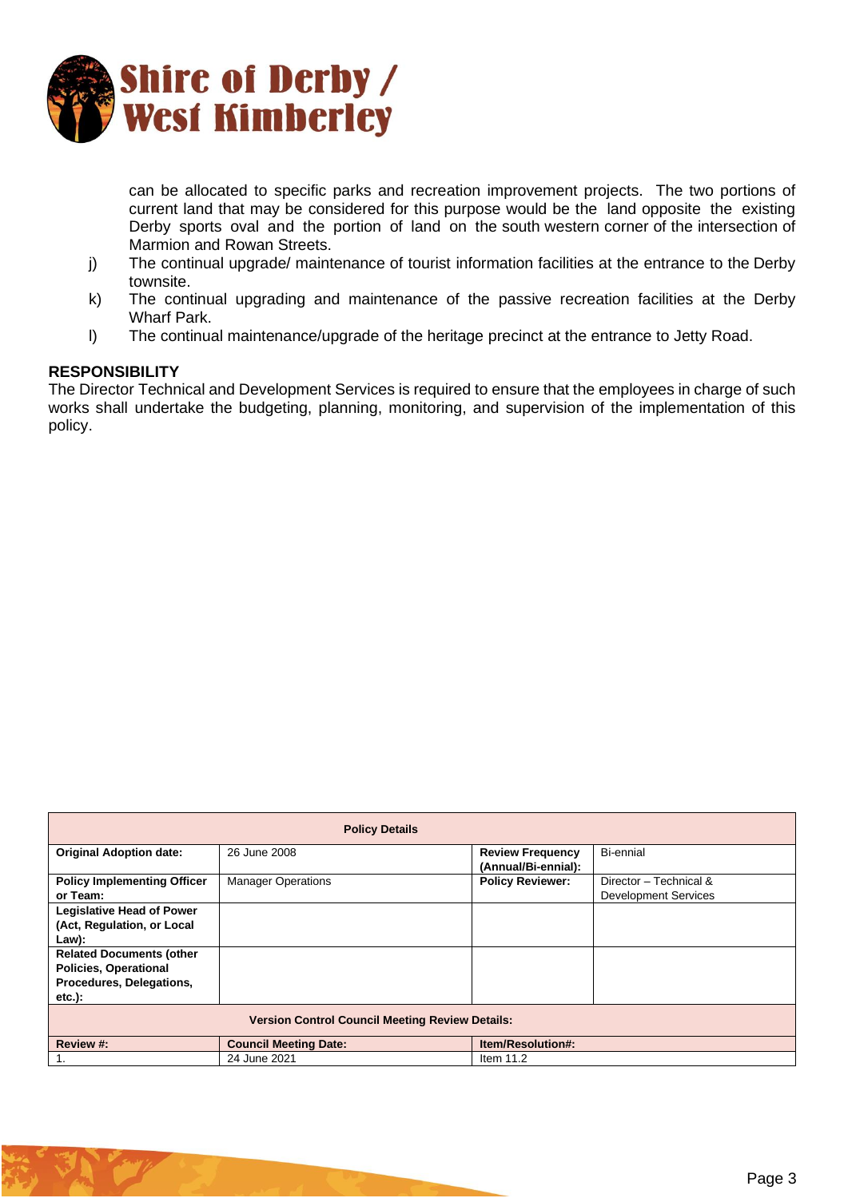can be allocated to specific parks and recreation improvement projects. The two portions of current land that may be considered for this purpose would be the land opposite the existing Derby sports oval and the portion of land on the south western corner of the intersection of Marmion and Rowan Streets.

j) The continual upgrade/ maintenance of tourist information facilities at the entrance to the Derby townsite.

k) The continual upgrading and maintenance of the passive recreation facilities at the Derby Wharf Park.

l) The continual maintenance/upgrade of the heritage precinct at the entrance to Jetty Road.

## RESPONSIBILITY

The Director Technical and Development Services is required to ensure that the employees in charge of such works shall undertake the budgeting, planning, monitoring, and supervision of the implementation of this policy.

| **Policy Details** | | | |
|---|---|---|---|
| **Original Adoption date:** | 26 June 2008 | **Review Frequency (Annual/Bi-ennial):** | Bi-ennial |
| **Policy Implementing Officer or Team:** | Manager Operations | **Policy Reviewer:** | Director – Technical & Development Services |
| **Legislative Head of Power (Act, Regulation, or Local Law):** | | | |
| **Related Documents (other Policies, Operational Procedures, Delegations, etc.):** | | | |
| **Version Control Council Meeting Review Details:** | | | |
| **Review #:** | **Council Meeting Date:** | **Item/Resolution#:** | |
| 1. | 24 June 2021 | Item 11.2 | |